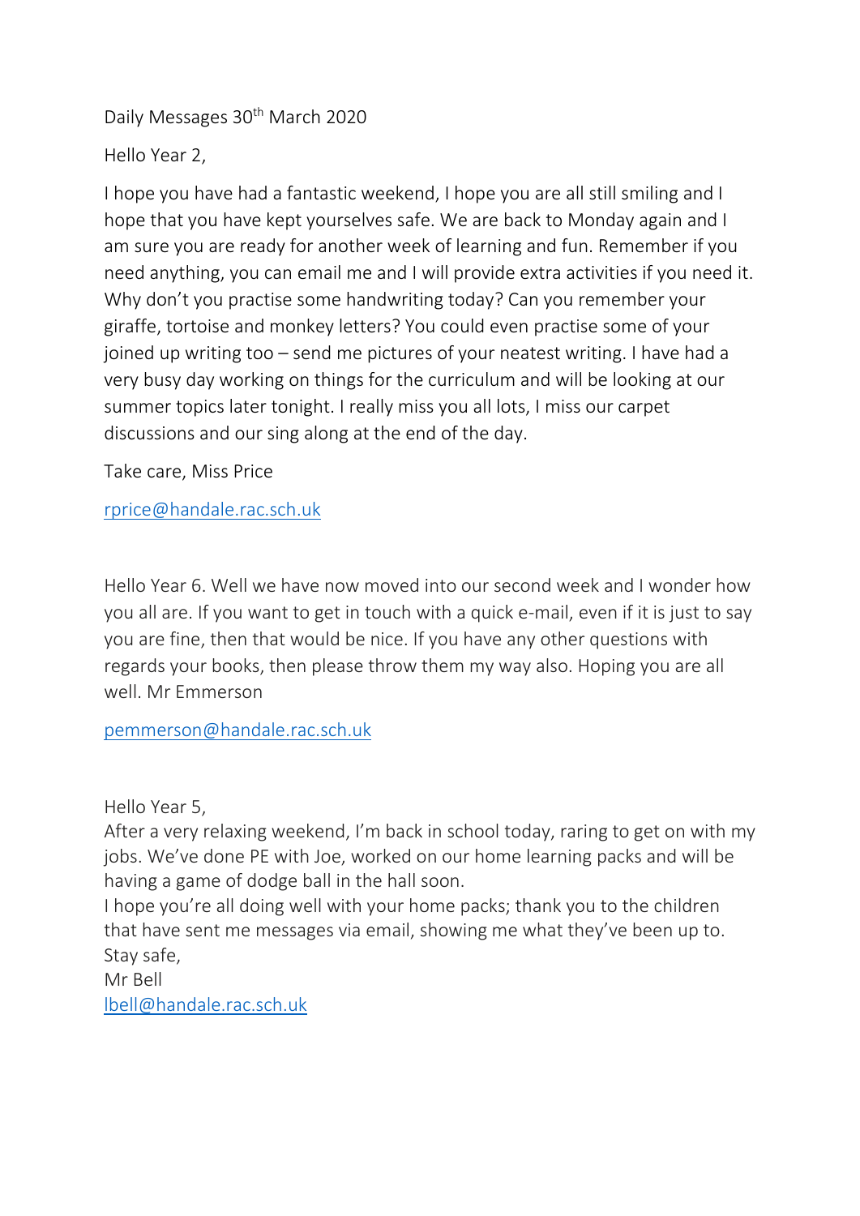Daily Messages 30th March 2020

Hello Year 2,

I hope you have had a fantastic weekend, I hope you are all still smiling and I hope that you have kept yourselves safe. We are back to Monday again and I am sure you are ready for another week of learning and fun. Remember if you need anything, you can email me and I will provide extra activities if you need it. Why don't you practise some handwriting today? Can you remember your giraffe, tortoise and monkey letters? You could even practise some of your joined up writing too – send me pictures of your neatest writing. I have had a very busy day working on things for the curriculum and will be looking at our summer topics later tonight. I really miss you all lots, I miss our carpet discussions and our sing along at the end of the day.

Take care, Miss Price

rprice@handale.rac.sch.uk

Hello Year 6. Well we have now moved into our second week and I wonder how you all are. If you want to get in touch with a quick e-mail, even if it is just to say you are fine, then that would be nice. If you have any other questions with regards your books, then please throw them my way also. Hoping you are all well. Mr Emmerson

pemmerson@handale.rac.sch.uk

Hello Year 5,
After a very relaxing weekend, I'm back in school today, raring to get on with my jobs. We've done PE with Joe, worked on our home learning packs and will be having a game of dodge ball in the hall soon.
I hope you're all doing well with your home packs; thank you to the children that have sent me messages via email, showing me what they've been up to.
Stay safe,
Mr Bell
lbell@handale.rac.sch.uk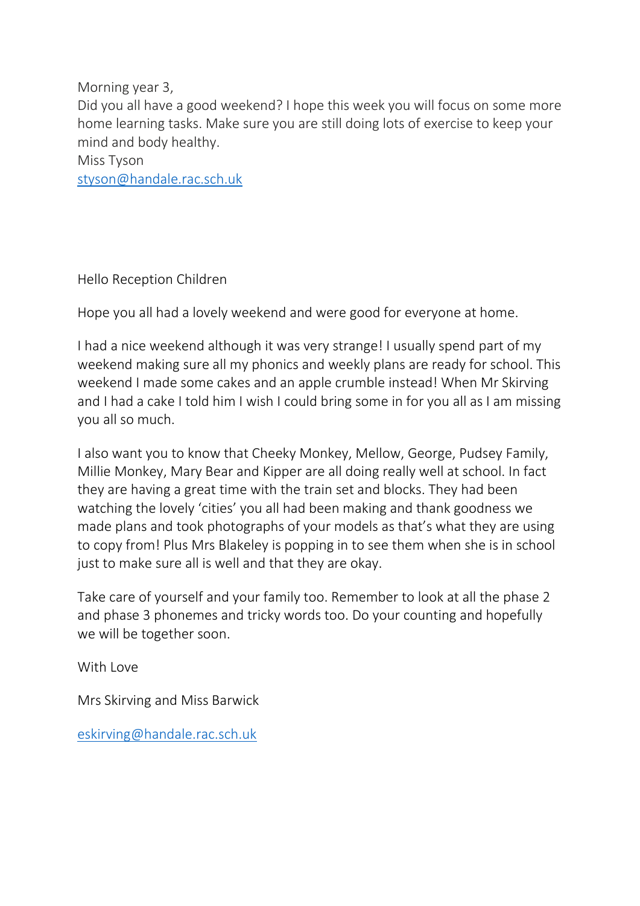Morning year 3,

Did you all have a good weekend? I hope this week you will focus on some more home learning tasks. Make sure you are still doing lots of exercise to keep your mind and body healthy.

Miss Tyson

[styson@handale.rac.sch.uk](mailto:styson@handale.rac.sch.uk)

Hello Reception Children

Hope you all had a lovely weekend and were good for everyone at home.

I had a nice weekend although it was very strange! I usually spend part of my weekend making sure all my phonics and weekly plans are ready for school. This weekend I made some cakes and an apple crumble instead! When Mr Skirving and I had a cake I told him I wish I could bring some in for you all as I am missing you all so much.

I also want you to know that Cheeky Monkey, Mellow, George, Pudsey Family, Millie Monkey, Mary Bear and Kipper are all doing really well at school. In fact they are having a great time with the train set and blocks. They had been watching the lovely 'cities' you all had been making and thank goodness we made plans and took photographs of your models as that's what they are using to copy from! Plus Mrs Blakeley is popping in to see them when she is in school just to make sure all is well and that they are okay.

Take care of yourself and your family too. Remember to look at all the phase 2 and phase 3 phonemes and tricky words too. Do your counting and hopefully we will be together soon.

With Love

Mrs Skirving and Miss Barwick

[eskirving@handale.rac.sch.uk](mailto:eskirving@handale.rac.sch.uk)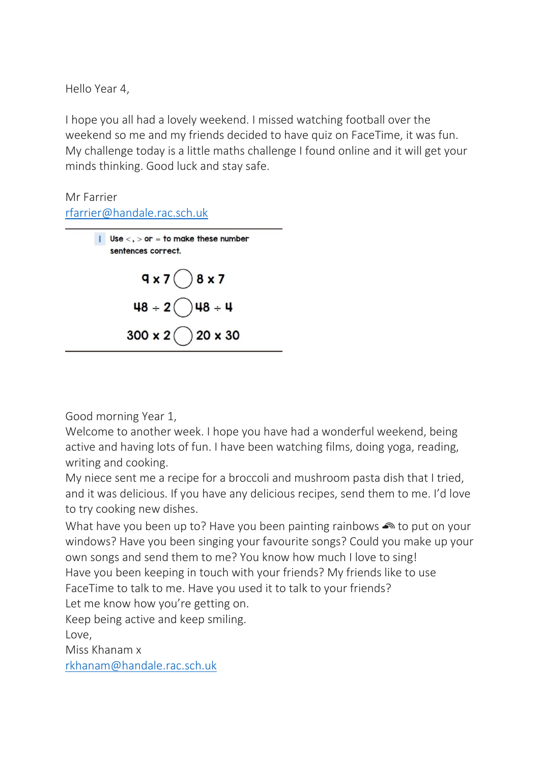Hello Year 4,

I hope you all had a lovely weekend. I missed watching football over the weekend so me and my friends decided to have quiz on FaceTime, it was fun. My challenge today is a little maths challenge I found online and it will get your minds thinking. Good luck and stay safe.

Mr Farrier
rfarrier@handale.rac.sch.uk

---

**1** **Use <, > or = to make these number sentences correct.**

$9 \times 7 \bigcirc 8 \times 7$

$48 \div 2 \bigcirc 48 \div 4$

$300 \times 2 \bigcirc 20 \times 30$

---

Good morning Year 1,
Welcome to another week. I hope you have had a wonderful weekend, being active and having lots of fun. I have been watching films, doing yoga, reading, writing and cooking.
My niece sent me a recipe for a broccoli and mushroom pasta dish that I tried, and it was delicious. If you have any delicious recipes, send them to me. I'd love to try cooking new dishes.
What have you been up to? Have you been painting rainbows 🌈 to put on your windows? Have you been singing your favourite songs? Could you make up your own songs and send them to me? You know how much I love to sing!
Have you been keeping in touch with your friends? My friends like to use FaceTime to talk to me. Have you used it to talk to your friends?
Let me know how you're getting on.
Keep being active and keep smiling.
Love,
Miss Khanam x
rkhanam@handale.rac.sch.uk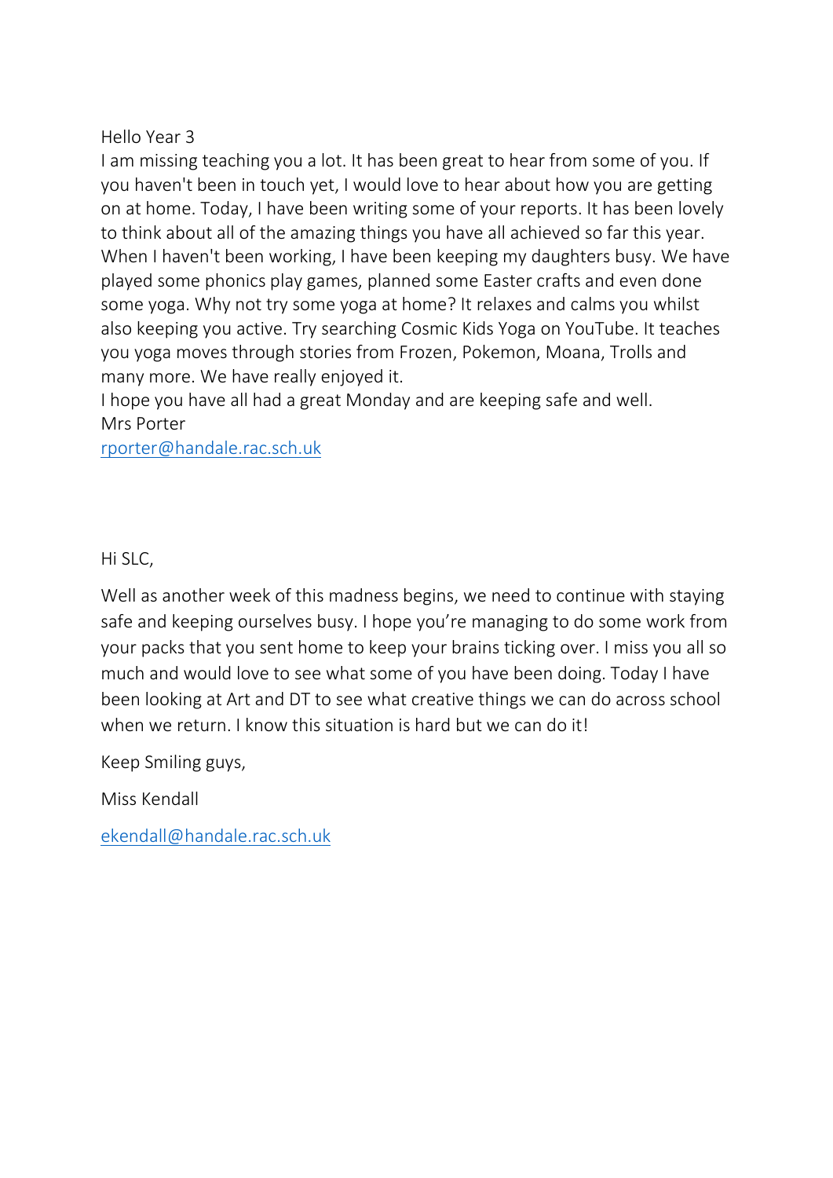Hello Year 3

I am missing teaching you a lot. It has been great to hear from some of you. If you haven't been in touch yet, I would love to hear about how you are getting on at home. Today, I have been writing some of your reports. It has been lovely to think about all of the amazing things you have all achieved so far this year. When I haven't been working, I have been keeping my daughters busy. We have played some phonics play games, planned some Easter crafts and even done some yoga. Why not try some yoga at home? It relaxes and calms you whilst also keeping you active. Try searching Cosmic Kids Yoga on YouTube. It teaches you yoga moves through stories from Frozen, Pokemon, Moana, Trolls and many more. We have really enjoyed it.

I hope you have all had a great Monday and are keeping safe and well.

Mrs Porter

rporter@handale.rac.sch.uk

Hi SLC,

Well as another week of this madness begins, we need to continue with staying safe and keeping ourselves busy. I hope you're managing to do some work from your packs that you sent home to keep your brains ticking over. I miss you all so much and would love to see what some of you have been doing. Today I have been looking at Art and DT to see what creative things we can do across school when we return. I know this situation is hard but we can do it!

Keep Smiling guys,

Miss Kendall

ekendall@handale.rac.sch.uk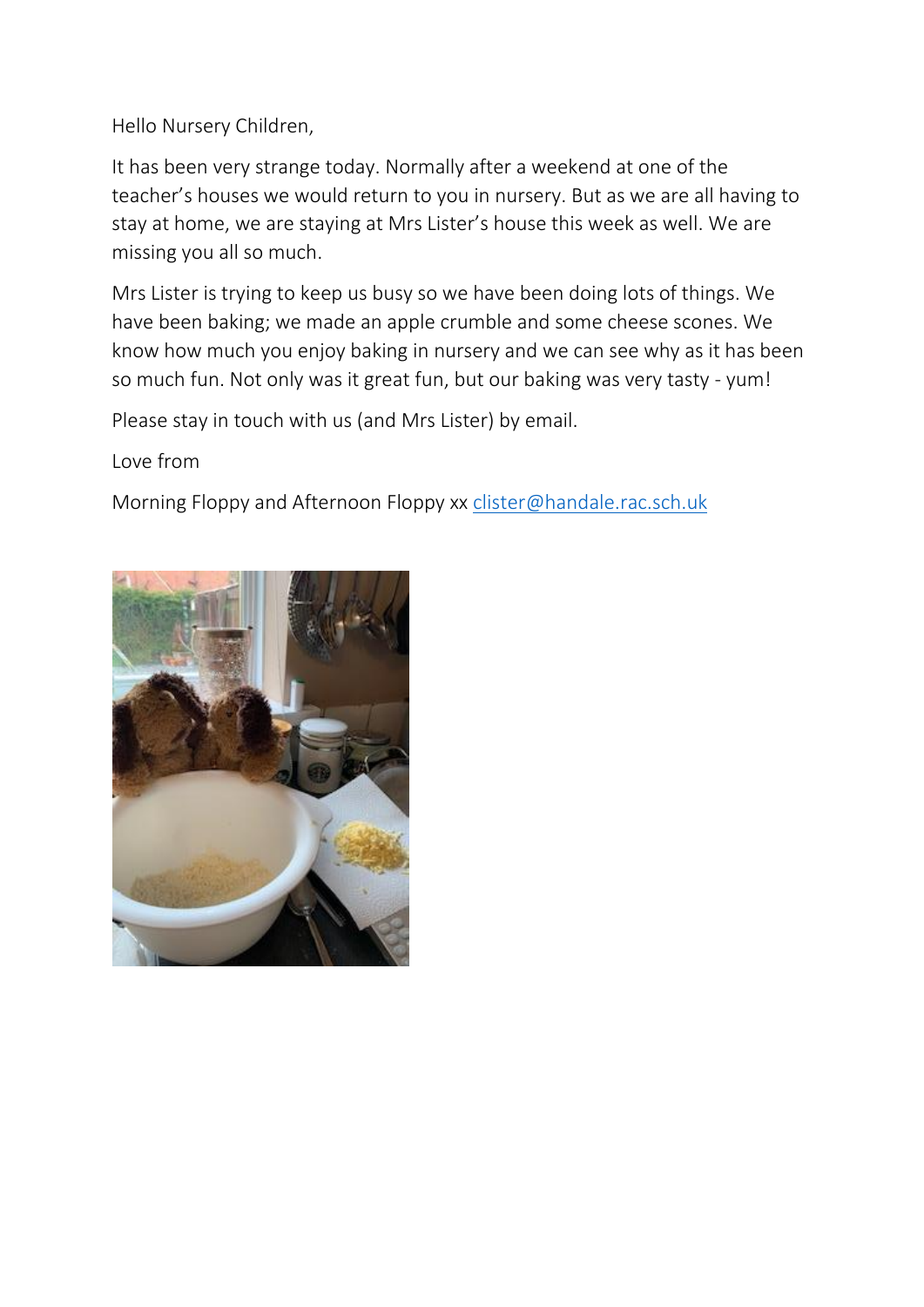Hello Nursery Children,

It has been very strange today. Normally after a weekend at one of the teacher's houses we would return to you in nursery. But as we are all having to stay at home, we are staying at Mrs Lister's house this week as well. We are missing you all so much.

Mrs Lister is trying to keep us busy so we have been doing lots of things. We have been baking; we made an apple crumble and some cheese scones. We know how much you enjoy baking in nursery and we can see why as it has been so much fun. Not only was it great fun, but our baking was very tasty - yum!

Please stay in touch with us (and Mrs Lister) by email.

Love from

Morning Floppy and Afternoon Floppy xx [clister@handale.rac.sch.uk](mailto:clister@handale.rac.sch.uk)